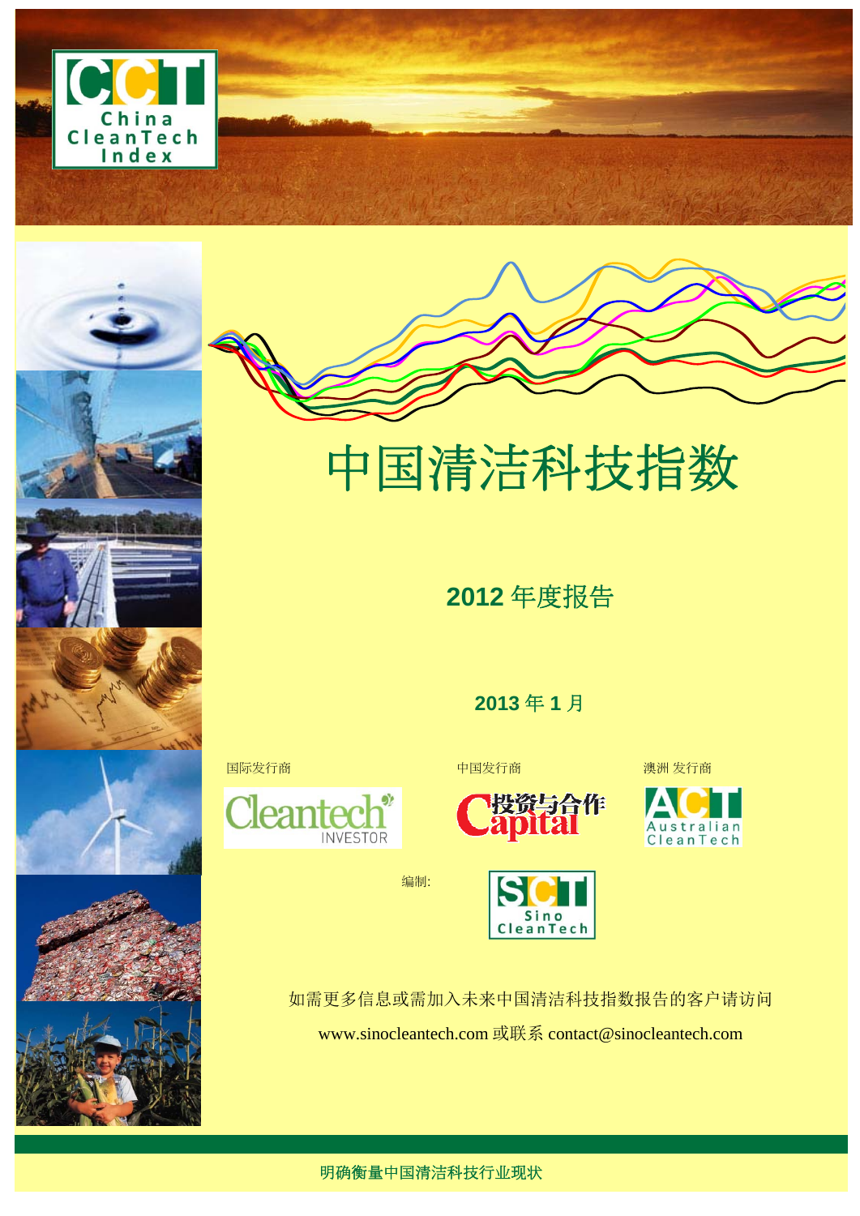# 中国清洁科技指数

## 2012 年度报告

**2013 年 1 月**

国际发行商

中国发行商

澳洲 发行商

编制:

如需更多信息或需加入未来中国清洁科技指数报告的客户请访问

www.sinocleantech.com 或联系 contact@sinocleantech.com

明确衡量中国清洁科技行业现状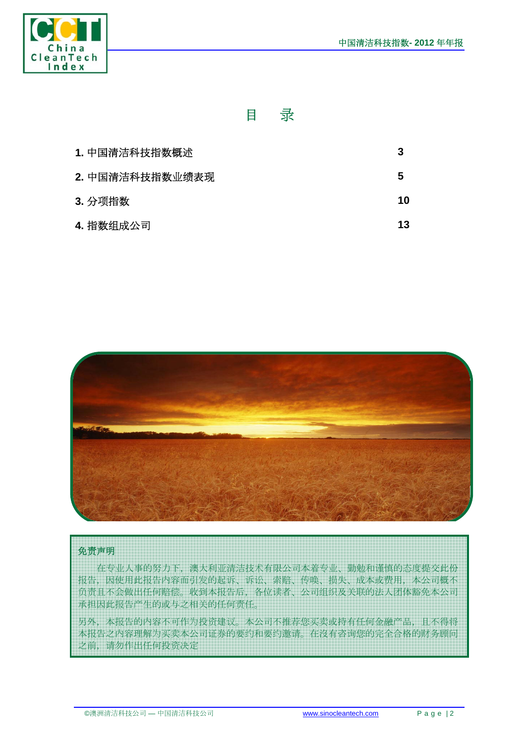# 目　录

| | |
|---|---|
| **1.** 中国清洁科技指数概述 | **3** |
| **2.** 中国清洁科技指数业绩表现 | **5** |
| **3.** 分项指数 | **10** |
| **4.** 指数组成公司 | **13** |

**免责声明**

在专业人事的努力下，澳大利亚清洁技术有限公司本着专业、勤勉和谨慎的态度提交此份报告，因使用此报告内容而引发的起诉、诉讼、索赔、传唤、损失、成本或费用，本公司概不负责且不会做出任何赔偿。收到本报告后，各位读者、公司组织及关联的法人团体豁免本公司承担因此报告产生的或与之相关的任何责任。

另外，本报告的内容不可作为投资建议。本公司不推荐您买卖或持有任何金融产品，且不得将本报告之内容理解为买卖本公司证券的要约和要约邀请。在没有咨询您的完全合格的财务顾问之前，请勿作出任何投资决定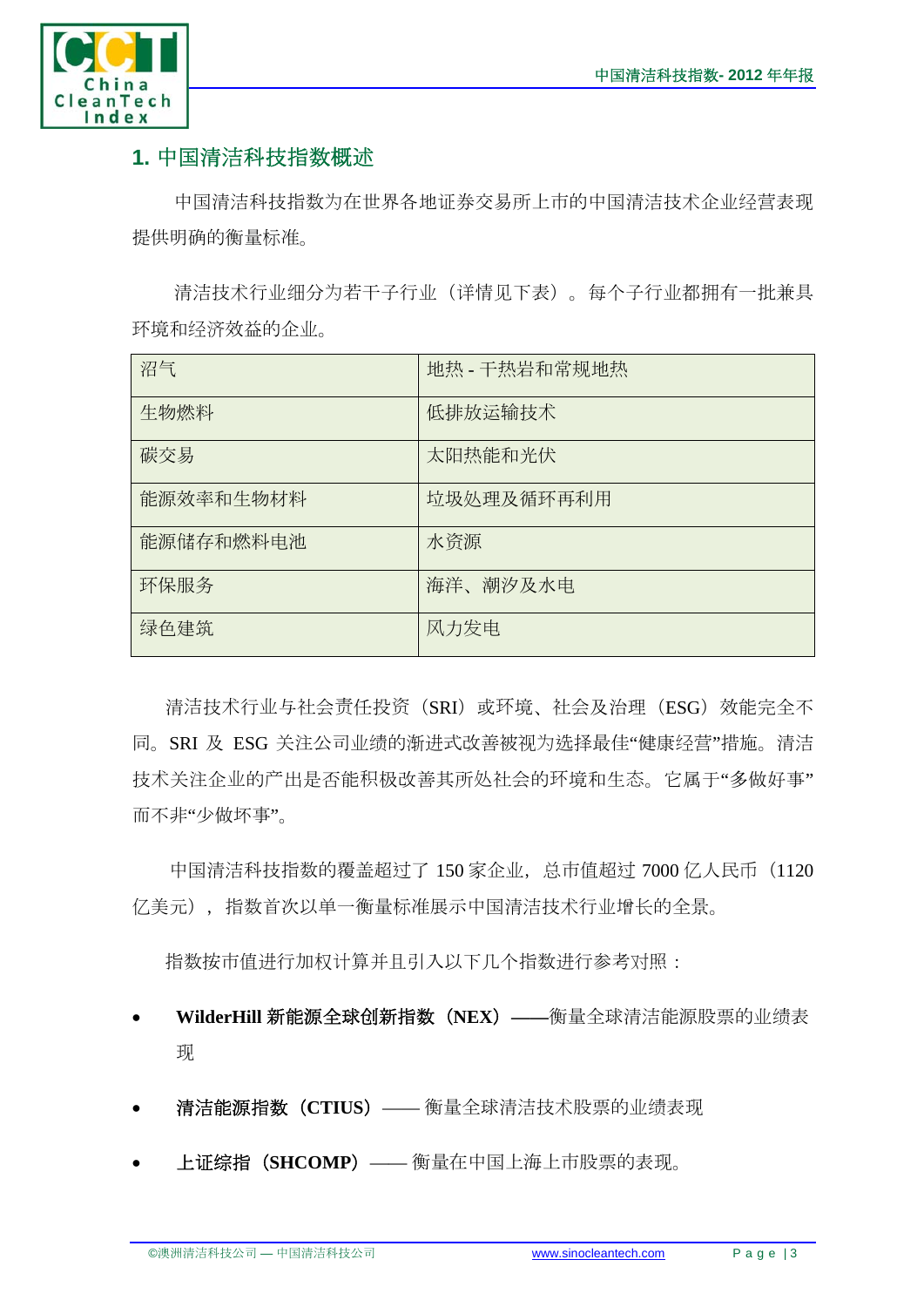## 1. 中国清洁科技指数概述

中国清洁科技指数为在世界各地证券交易所上市的中国清洁技术企业经营表现提供明确的衡量标准。

清洁技术行业细分为若干子行业（详情见下表）。每个子行业都拥有一批兼具环境和经济效益的企业。

| 沼气 | 地热 - 干热岩和常规地热 |
|---|---|
| 生物燃料 | 低排放运输技术 |
| 碳交易 | 太阳热能和光伏 |
| 能源效率和生物材料 | 垃圾处理及循环再利用 |
| 能源储存和燃料电池 | 水资源 |
| 环保服务 | 海洋、潮汐及水电 |
| 绿色建筑 | 风力发电 |

清洁技术行业与社会责任投资（SRI）或环境、社会及治理（ESG）效能完全不同。SRI 及 ESG 关注公司业绩的渐进式改善被视为选择最佳"健康经营"措施。清洁技术关注企业的产出是否能积极改善其所处社会的环境和生态。它属于"多做好事"而不非"少做坏事"。

中国清洁科技指数的覆盖超过了 150 家企业，总市值超过 7000 亿人民币（1120 亿美元），指数首次以单一衡量标准展示中国清洁技术行业增长的全景。

指数按市值进行加权计算并且引入以下几个指数进行参考对照：

- **WilderHill 新能源全球创新指数（NEX）**——衡量全球清洁能源股票的业绩表现
- **清洁能源指数（CTIUS）**—— 衡量全球清洁技术股票的业绩表现
- **上证综指（SHCOMP）**—— 衡量在中国上海上市股票的表现。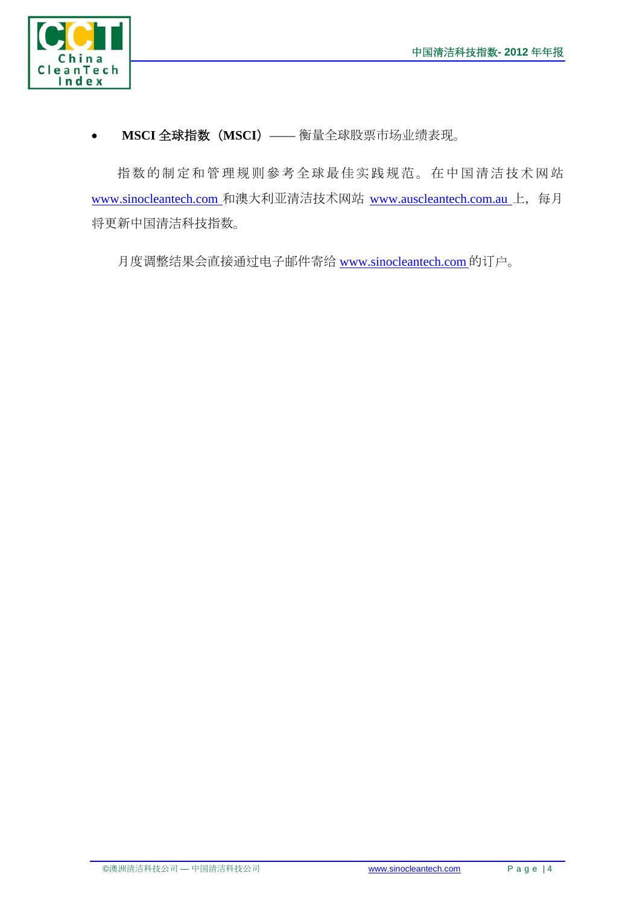- **MSCI 全球指数（MSCI）**—— 衡量全球股票市场业绩表现。

指数的制定和管理规则参考全球最佳实践规范。在中国清洁技术网站 www.sinocleantech.com 和澳大利亚清洁技术网站 www.auscleantech.com.au 上，每月将更新中国清洁科技指数。

月度调整结果会直接通过电子邮件寄给 www.sinocleantech.com 的订户。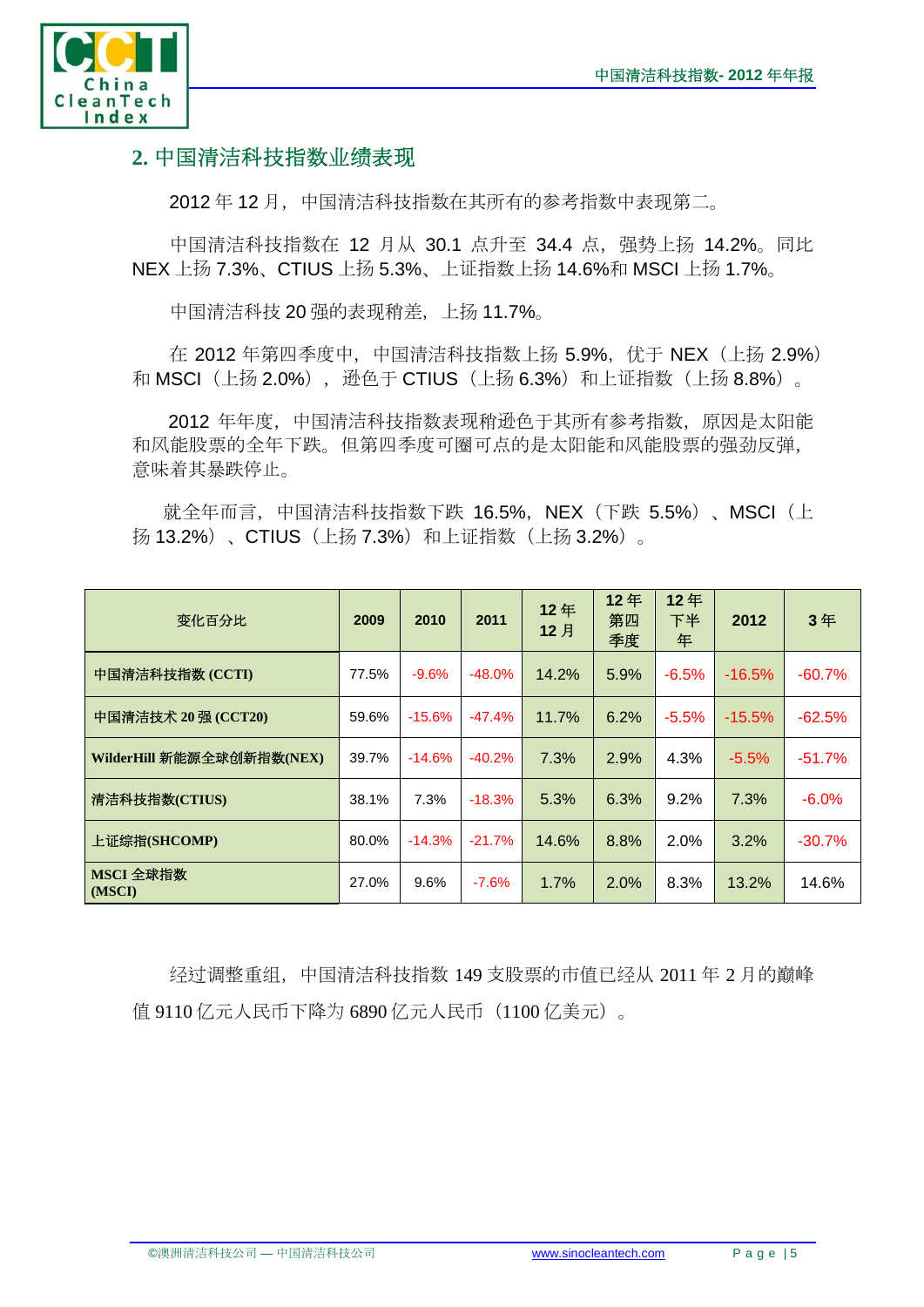## 2. 中国清洁科技指数业绩表现

2012 年 12 月，中国清洁科技指数在其所有的参考指数中表现第二。

中国清洁科技指数在 12 月从 30.1 点升至 34.4 点，强势上扬 14.2%。同比 NEX 上扬 7.3%、CTIUS 上扬 5.3%、上证指数上扬 14.6%和 MSCI 上扬 1.7%。

中国清洁科技 20 强的表现稍差，上扬 11.7%。

在 2012 年第四季度中，中国清洁科技指数上扬 5.9%，优于 NEX（上扬 2.9%）和 MSCI（上扬 2.0%），逊色于 CTIUS（上扬 6.3%）和上证指数（上扬 8.8%）。

2012 年年度，中国清洁科技指数表现稍逊色于其所有参考指数，原因是太阳能和风能股票的全年下跌。但第四季度可圈可点的是太阳能和风能股票的强劲反弹，意味着其暴跌停止。

就全年而言，中国清洁科技指数下跌 16.5%，NEX（下跌 5.5%）、MSCI（上扬 13.2%）、CTIUS（上扬 7.3%）和上证指数（上扬 3.2%）。

| 变化百分比 | 2009 | 2010 | 2011 | 12 年 12 月 | 12 年第四季度 | 12 年下半年 | 2012 | 3 年 |
|---|---|---|---|---|---|---|---|---|
| 中国清洁科技指数 (CCTI) | 77.5% | -9.6% | -48.0% | 14.2% | 5.9% | -6.5% | -16.5% | -60.7% |
| 中国清洁技术 20 强 (CCT20) | 59.6% | -15.6% | -47.4% | 11.7% | 6.2% | -5.5% | -15.5% | -62.5% |
| WilderHill 新能源全球创新指数(NEX) | 39.7% | -14.6% | -40.2% | 7.3% | 2.9% | 4.3% | -5.5% | -51.7% |
| 清洁科技指数(CTIUS) | 38.1% | 7.3% | -18.3% | 5.3% | 6.3% | 9.2% | 7.3% | -6.0% |
| 上证综指(SHCOMP) | 80.0% | -14.3% | -21.7% | 14.6% | 8.8% | 2.0% | 3.2% | -30.7% |
| MSCI 全球指数 (MSCI) | 27.0% | 9.6% | -7.6% | 1.7% | 2.0% | 8.3% | 13.2% | 14.6% |

经过调整重组，中国清洁科技指数 149 支股票的市值已经从 2011 年 2 月的巅峰值 9110 亿元人民币下降为 6890 亿元人民币（1100 亿美元）。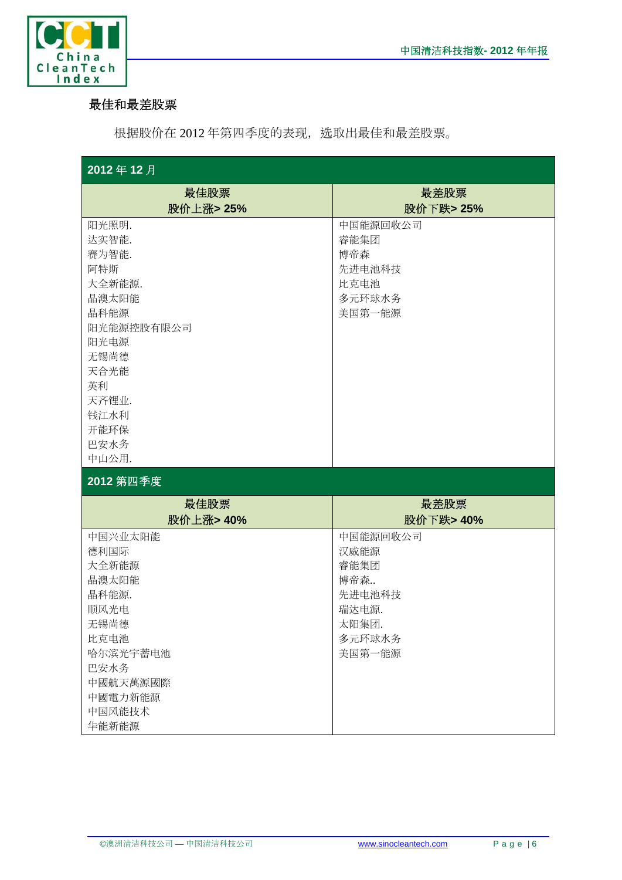## 最佳和最差股票

根据股价在 2012 年第四季度的表现，选取出最佳和最差股票。

**2012 年 12 月**

| 最佳股票<br>股价上涨> 25% | 最差股票<br>股价下跌> 25% |
|---|---|
| 阳光照明. | 中国能源回收公司 |
| 达实智能. | 睿能集团 |
| 赛为智能. | 博帝森 |
| 阿特斯 | 先进电池科技 |
| 大全新能源. | 比克电池 |
| 晶澳太阳能 | 多元环球水务 |
| 晶科能源 | 美国第一能源 |
| 阳光能源控股有限公司 | |
| 阳光电源 | |
| 无锡尚德 | |
| 天合光能 | |
| 英利 | |
| 天齐锂业. | |
| 钱江水利 | |
| 开能环保 | |
| 巴安水务 | |
| 中山公用. | |

**2012 第四季度**

| 最佳股票<br>股价上涨> 40% | 最差股票<br>股价下跌> 40% |
|---|---|
| 中国兴业太阳能 | 中国能源回收公司 |
| 德利国际 | 汉威能源 |
| 大全新能源 | 睿能集团 |
| 晶澳太阳能 | 博帝森.. |
| 晶科能源. | 先进电池科技 |
| 顺风光电 | 瑞达电源. |
| 无锡尚德 | 太阳集团. |
| 比克电池 | 多元环球水务 |
| 哈尔滨光宇蓄电池 | 美国第一能源 |
| 巴安水务 | |
| 中國航天萬源國際 | |
| 中國電力新能源 | |
| 中国风能技术 | |
| 华能新能源 | |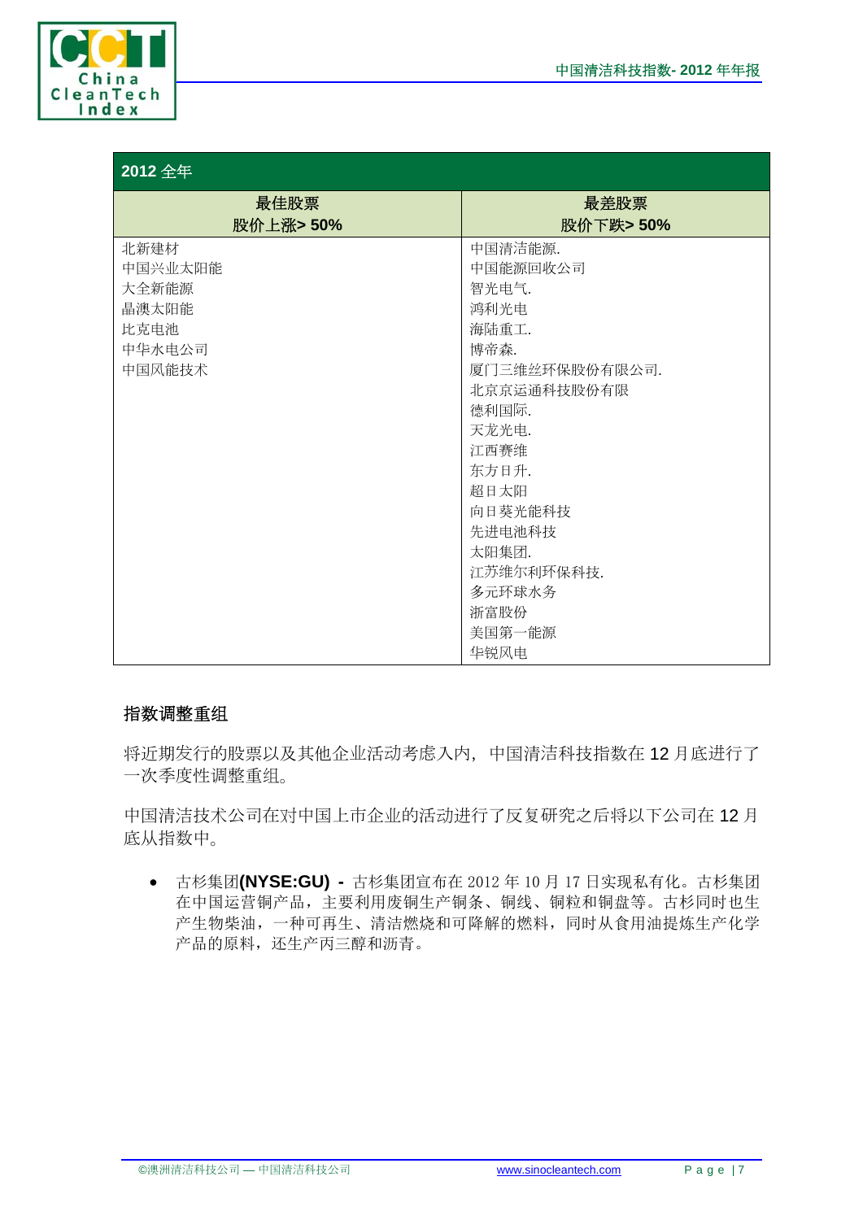| 2012 全年 | |
|---|---|
| **最佳股票<br>股价上涨> 50%** | **最差股票<br>股价下跌> 50%** |
| 北新建材<br>中国兴业太阳能<br>大全新能源<br>晶澳太阳能<br>比克电池<br>中华水电公司<br>中国风能技术 | 中国清洁能源.<br>中国能源回收公司<br>智光电气.<br>鸿利光电<br>海陆重工.<br>博帝森.<br>厦门三维丝环保股份有限公司.<br>北京京运通科技股份有限<br>德利国际.<br>天龙光电.<br>江西赛维<br>东方日升.<br>超日太阳<br>向日葵光能科技<br>先进电池科技<br>太阳集团.<br>江苏维尔利环保科技.<br>多元环球水务<br>浙富股份<br>美国第一能源<br>华锐风电 |

## 指数调整重组

将近期发行的股票以及其他企业活动考虑入内，中国清洁科技指数在 12 月底进行了一次季度性调整重组。

中国清洁技术公司在对中国上市企业的活动进行了反复研究之后将以下公司在 12 月底从指数中。

- 古杉集团**(NYSE:GU) -** 古杉集团宣布在 2012 年 10 月 17 日实现私有化。古杉集团在中国运营铜产品，主要利用废铜生产铜条、铜线、铜粒和铜盘等。古杉同时也生产生物柴油，一种可再生、清洁燃烧和可降解的燃料，同时从食用油提炼生产化学产品的原料，还生产丙三醇和沥青。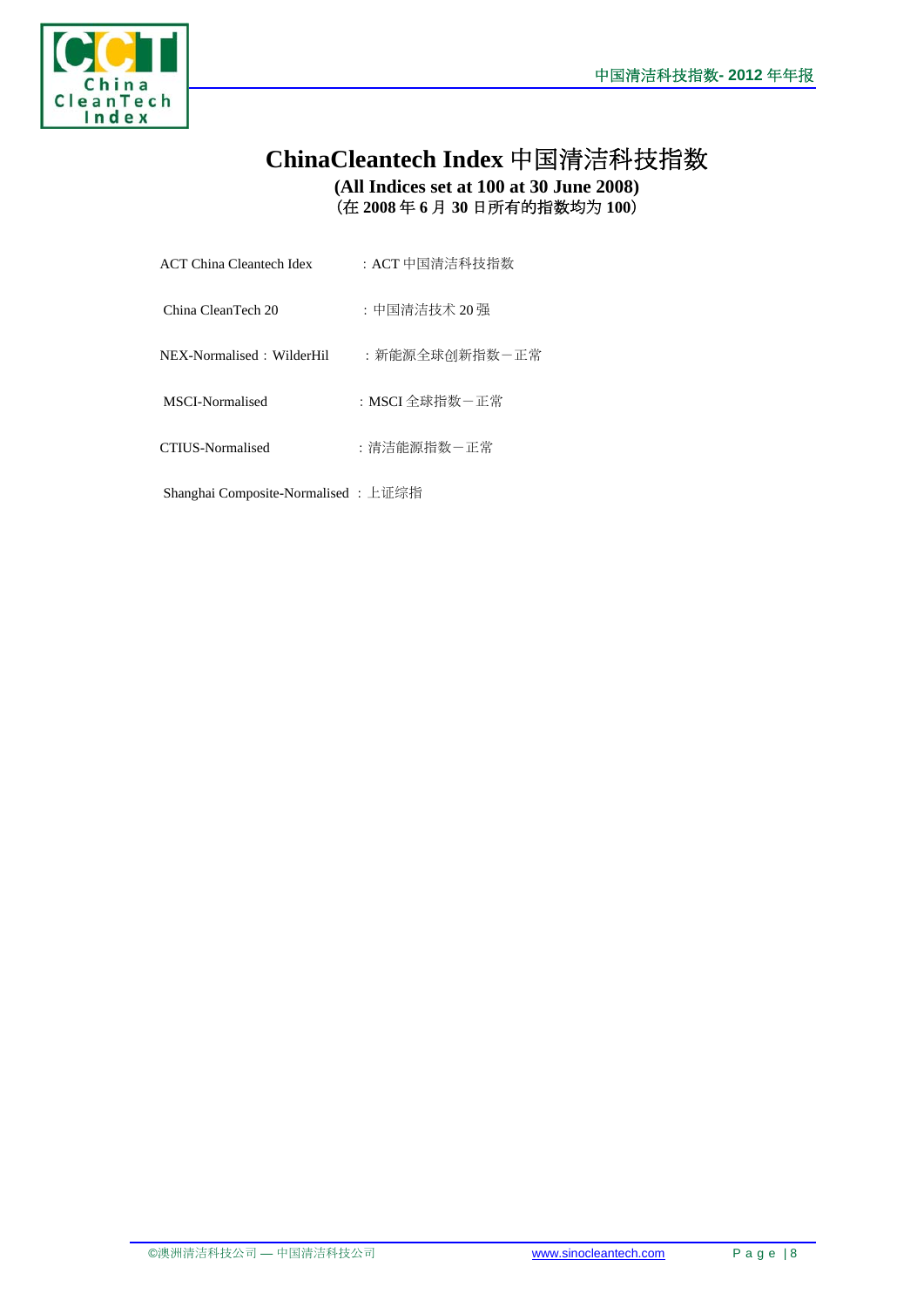# ChinaCleantech Index 中国清洁科技指数

**(All Indices set at 100 at 30 June 2008)**

**（在 2008 年 6 月 30 日所有的指数均为 100）**

ACT China Cleantech Idex ：ACT 中国清洁科技指数

China CleanTech 20 ：中国清洁技术 20 强

NEX-Normalised：WilderHil ：新能源全球创新指数－正常

MSCI-Normalised ：MSCI 全球指数－正常

CTIUS-Normalised ：清洁能源指数－正常

Shanghai Composite-Normalised ：上证综指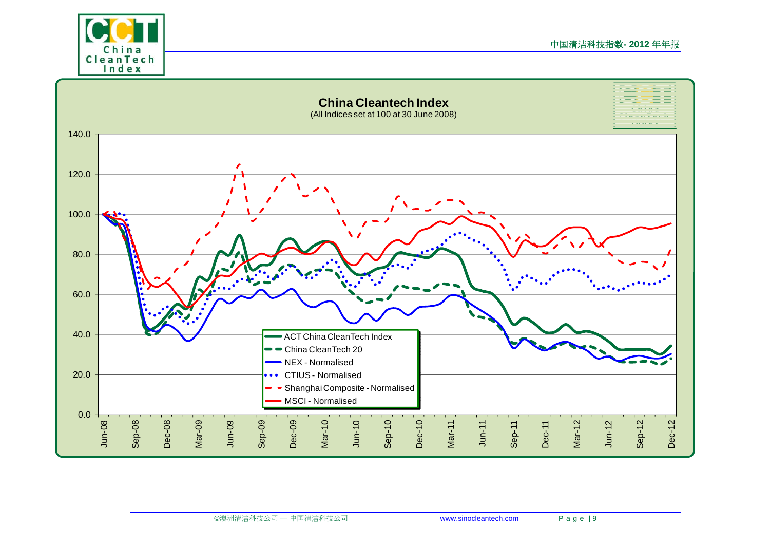## China Cleantech Index

(All Indices set at 100 at 30 June 2008)

- ACT China CleanTech Index
- China CleanTech 20
- NEX - Normalised
- CTIUS - Normalised
- Shanghai Composite - Normalised
- MSCI - Normalised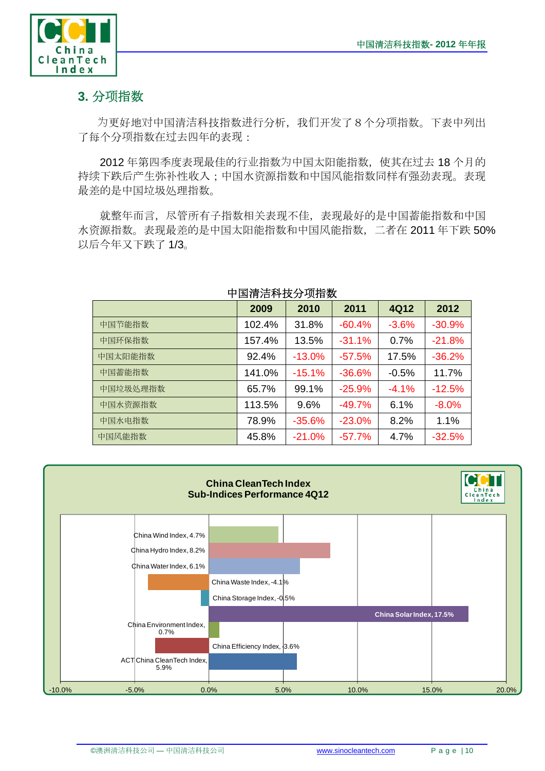## 3. 分项指数

为更好地对中国清洁科技指数进行分析，我们开发了 8 个分项指数。下表中列出了每个分项指数在过去四年的表现：

2012 年第四季度表现最佳的行业指数为中国太阳能指数，使其在过去 18 个月的持续下跌后产生弥补性收入；中国水资源指数和中国风能指数同样有强劲表现。表现最差的是中国垃圾处理指数。

就整年而言，尽管所有子指数相关表现不佳，表现最好的是中国蓄能指数和中国水资源指数。表现最差的是中国太阳能指数和中国风能指数，二者在 2011 年下跌 50%以后今年又下跌了 1/3。

**中国清洁科技分项指数**

| | 2009 | 2010 | 2011 | 4Q12 | 2012 |
|---|---|---|---|---|---|
| 中国节能指数 | 102.4% | 31.8% | -60.4% | -3.6% | -30.9% |
| 中国环保指数 | 157.4% | 13.5% | -31.1% | 0.7% | -21.8% |
| 中国太阳能指数 | 92.4% | -13.0% | -57.5% | 17.5% | -36.2% |
| 中国蓄能指数 | 141.0% | -15.1% | -36.6% | -0.5% | 11.7% |
| 中国垃圾处理指数 | 65.7% | 99.1% | -25.9% | -4.1% | -12.5% |
| 中国水资源指数 | 113.5% | 9.6% | -49.7% | 6.1% | -8.0% |
| 中国水电指数 | 78.9% | -35.6% | -23.0% | 8.2% | 1.1% |
| 中国风能指数 | 45.8% | -21.0% | -57.7% | 4.7% | -32.5% |

**China CleanTech Index Sub-Indices Performance 4Q12**

| Index | 4Q12 |
|---|---|
| China Wind Index | 4.7% |
| China Hydro Index | 8.2% |
| China Water Index | 6.1% |
| China Waste Index | -4.1% |
| China Storage Index | -0.5% |
| China Solar Index | 17.5% |
| China Environment Index | 0.7% |
| China Efficiency Index | -3.6% |
| ACT China CleanTech Index | 5.9% |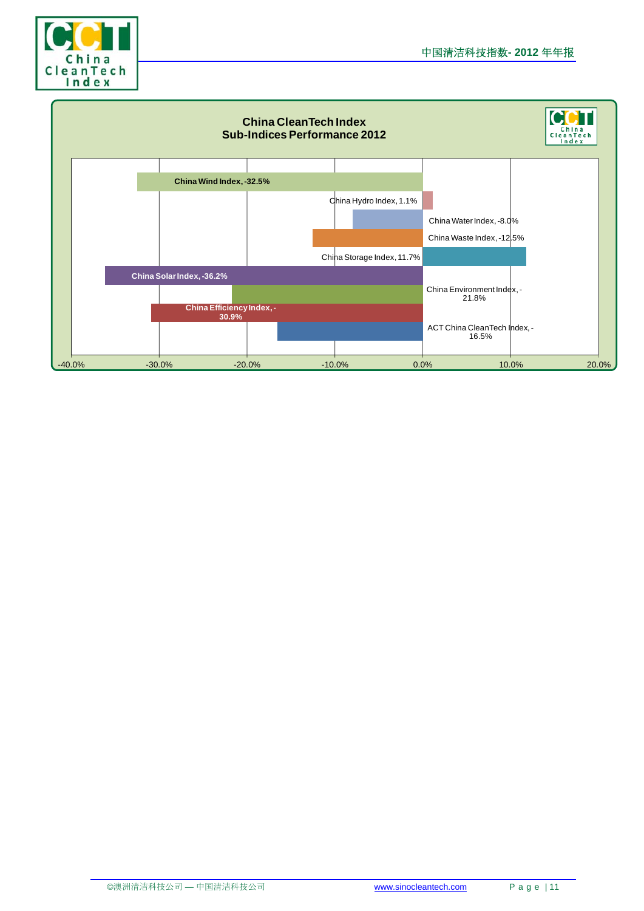**China CleanTech Index**
**Sub-Indices Performance 2012**

| Index | Performance 2012 |
| --- | --- |
| China Wind Index | -32.5% |
| China Hydro Index | 1.1% |
| China Water Index | -8.0% |
| China Waste Index | -12.5% |
| China Storage Index | 11.7% |
| China Solar Index | -36.2% |
| China Environment Index | -21.8% |
| China Efficiency Index | -30.9% |
| ACT China CleanTech Index | -16.5% |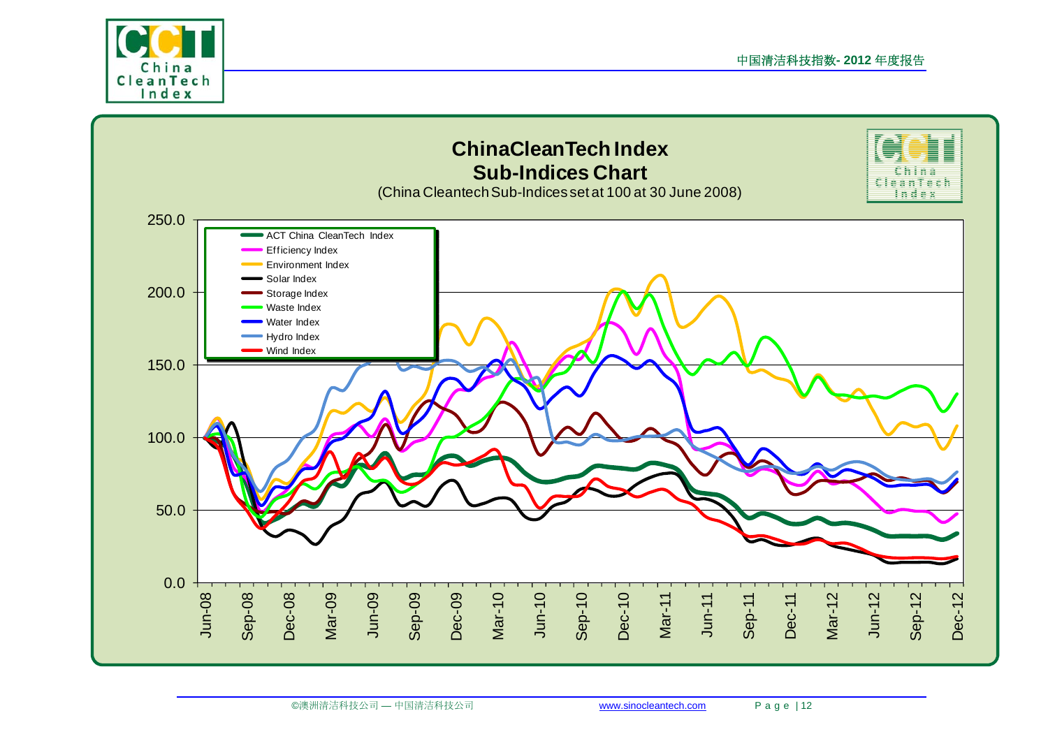## ChinaCleanTech Index
## Sub-Indices Chart

(China Cleantech Sub-Indices set at 100 at 30 June 2008)

- ACT China CleanTech Index
- Efficiency Index
- Environment Index
- Solar Index
- Storage Index
- Waste Index
- Water Index
- Hydro Index
- Wind Index

Y-axis: 0.0, 50.0, 100.0, 150.0, 200.0, 250.0

X-axis: Jun-08, Sep-08, Dec-08, Mar-09, Jun-09, Sep-09, Dec-09, Mar-10, Jun-10, Sep-10, Dec-10, Mar-11, Jun-11, Sep-11, Dec-11, Mar-12, Jun-12, Sep-12, Dec-12

©澳洲清洁科技公司 — 中国清洁科技公司 www.sinocleantech.com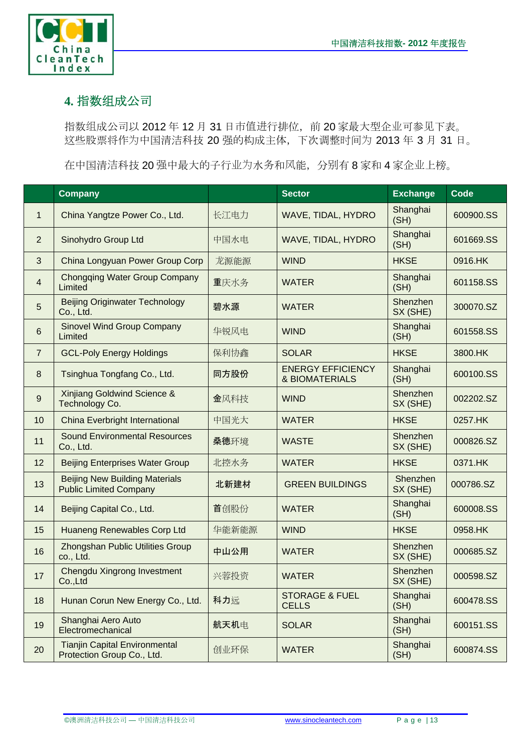## 4. 指数组成公司

指数组成公司以 2012 年 12 月 31 日市值进行排位，前 20 家最大型企业可参见下表。这些股票将作为中国清洁科技 20 强的构成主体，下次调整时间为 2013 年 3 月 31 日。

在中国清洁科技 20 强中最大的子行业为水务和风能，分别有 8 家和 4 家企业上榜。

| | Company | | Sector | Exchange | Code |
|---|---|---|---|---|---|
| 1 | China Yangtze Power Co., Ltd. | 长江电力 | WAVE, TIDAL, HYDRO | Shanghai (SH) | 600900.SS |
| 2 | Sinohydro Group Ltd | 中国水电 | WAVE, TIDAL, HYDRO | Shanghai (SH) | 601669.SS |
| 3 | China Longyuan Power Group Corp | 龙源能源 | WIND | HKSE | 0916.HK |
| 4 | Chongqing Water Group Company Limited | 重庆水务 | WATER | Shanghai (SH) | 601158.SS |
| 5 | Beijing Originwater Technology Co., Ltd. | 碧水源 | WATER | Shenzhen SX (SHE) | 300070.SZ |
| 6 | Sinovel Wind Group Company Limited | 华锐风电 | WIND | Shanghai (SH) | 601558.SS |
| 7 | GCL-Poly Energy Holdings | 保利协鑫 | SOLAR | HKSE | 3800.HK |
| 8 | Tsinghua Tongfang Co., Ltd. | 同方股份 | ENERGY EFFICIENCY & BIOMATERIALS | Shanghai (SH) | 600100.SS |
| 9 | Xinjiang Goldwind Science & Technology Co. | 金风科技 | WIND | Shenzhen SX (SHE) | 002202.SZ |
| 10 | China Everbright International | 中国光大 | WATER | HKSE | 0257.HK |
| 11 | Sound Environmental Resources Co., Ltd. | 桑德环境 | WASTE | Shenzhen SX (SHE) | 000826.SZ |
| 12 | Beijing Enterprises Water Group | 北控水务 | WATER | HKSE | 0371.HK |
| 13 | Beijing New Building Materials Public Limited Company | 北新建材 | GREEN BUILDINGS | Shenzhen SX (SHE) | 000786.SZ |
| 14 | Beijing Capital Co., Ltd. | 首创股份 | WATER | Shanghai (SH) | 600008.SS |
| 15 | Huaneng Renewables Corp Ltd | 华能新能源 | WIND | HKSE | 0958.HK |
| 16 | Zhongshan Public Utilities Group co., Ltd. | 中山公用 | WATER | Shenzhen SX (SHE) | 000685.SZ |
| 17 | Chengdu Xingrong Investment Co.,Ltd | 兴蓉投资 | WATER | Shenzhen SX (SHE) | 000598.SZ |
| 18 | Hunan Corun New Energy Co., Ltd. | 科力远 | STORAGE & FUEL CELLS | Shanghai (SH) | 600478.SS |
| 19 | Shanghai Aero Auto Electromechanical | 航天机电 | SOLAR | Shanghai (SH) | 600151.SS |
| 20 | Tianjin Capital Environmental Protection Group Co., Ltd. | 创业环保 | WATER | Shanghai (SH) | 600874.SS |